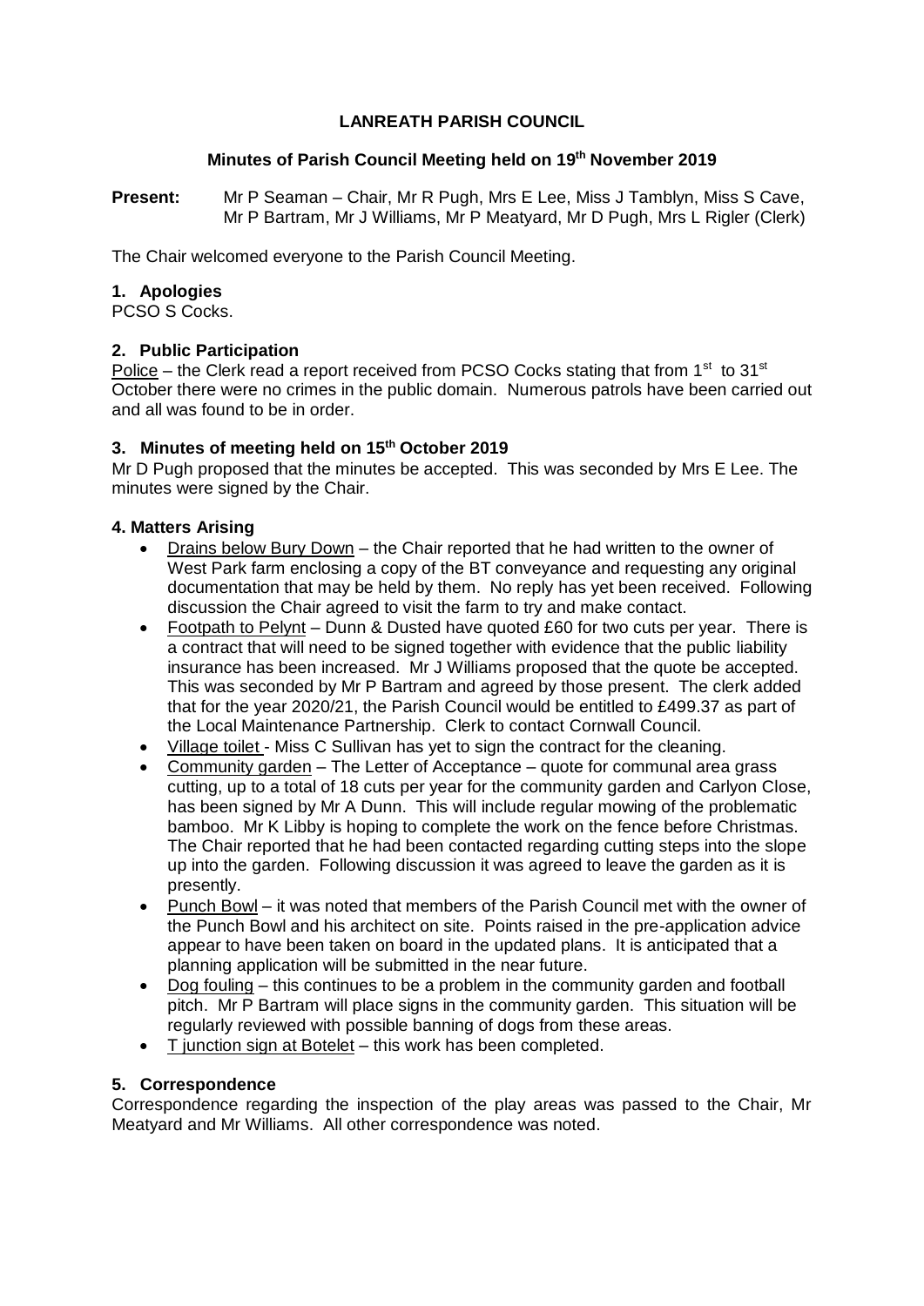# LANREATH PARISH COUNCIL

## Minutes of Parish Council Meeting held on 19th November 2019

**Present:** Mr P Seaman – Chair, Mr R Pugh, Mrs E Lee, Miss J Tamblyn, Miss S Cave, Mr P Bartram, Mr J Williams, Mr P Meatyard, Mr D Pugh, Mrs L Rigler (Clerk)

The Chair welcomed everyone to the Parish Council Meeting.

### 1. Apologies

PCSO S Cocks.

### 2. Public Participation

Police – the Clerk read a report received from PCSO Cocks stating that from 1st to 31st October there were no crimes in the public domain. Numerous patrols have been carried out and all was found to be in order.

### 3. Minutes of meeting held on 15th October 2019

Mr D Pugh proposed that the minutes be accepted. This was seconded by Mrs E Lee. The minutes were signed by the Chair.

### 4. Matters Arising

- Drains below Bury Down – the Chair reported that he had written to the owner of West Park farm enclosing a copy of the BT conveyance and requesting any original documentation that may be held by them. No reply has yet been received. Following discussion the Chair agreed to visit the farm to try and make contact.
- Footpath to Pelynt – Dunn & Dusted have quoted £60 for two cuts per year. There is a contract that will need to be signed together with evidence that the public liability insurance has been increased. Mr J Williams proposed that the quote be accepted. This was seconded by Mr P Bartram and agreed by those present. The clerk added that for the year 2020/21, the Parish Council would be entitled to £499.37 as part of the Local Maintenance Partnership. Clerk to contact Cornwall Council.
- Village toilet - Miss C Sullivan has yet to sign the contract for the cleaning.
- Community garden – The Letter of Acceptance – quote for communal area grass cutting, up to a total of 18 cuts per year for the community garden and Carlyon Close, has been signed by Mr A Dunn. This will include regular mowing of the problematic bamboo. Mr K Libby is hoping to complete the work on the fence before Christmas. The Chair reported that he had been contacted regarding cutting steps into the slope up into the garden. Following discussion it was agreed to leave the garden as it is presently.
- Punch Bowl – it was noted that members of the Parish Council met with the owner of the Punch Bowl and his architect on site. Points raised in the pre-application advice appear to have been taken on board in the updated plans. It is anticipated that a planning application will be submitted in the near future.
- Dog fouling – this continues to be a problem in the community garden and football pitch. Mr P Bartram will place signs in the community garden. This situation will be regularly reviewed with possible banning of dogs from these areas.
- T junction sign at Botelet – this work has been completed.

### 5. Correspondence

Correspondence regarding the inspection of the play areas was passed to the Chair, Mr Meatyard and Mr Williams. All other correspondence was noted.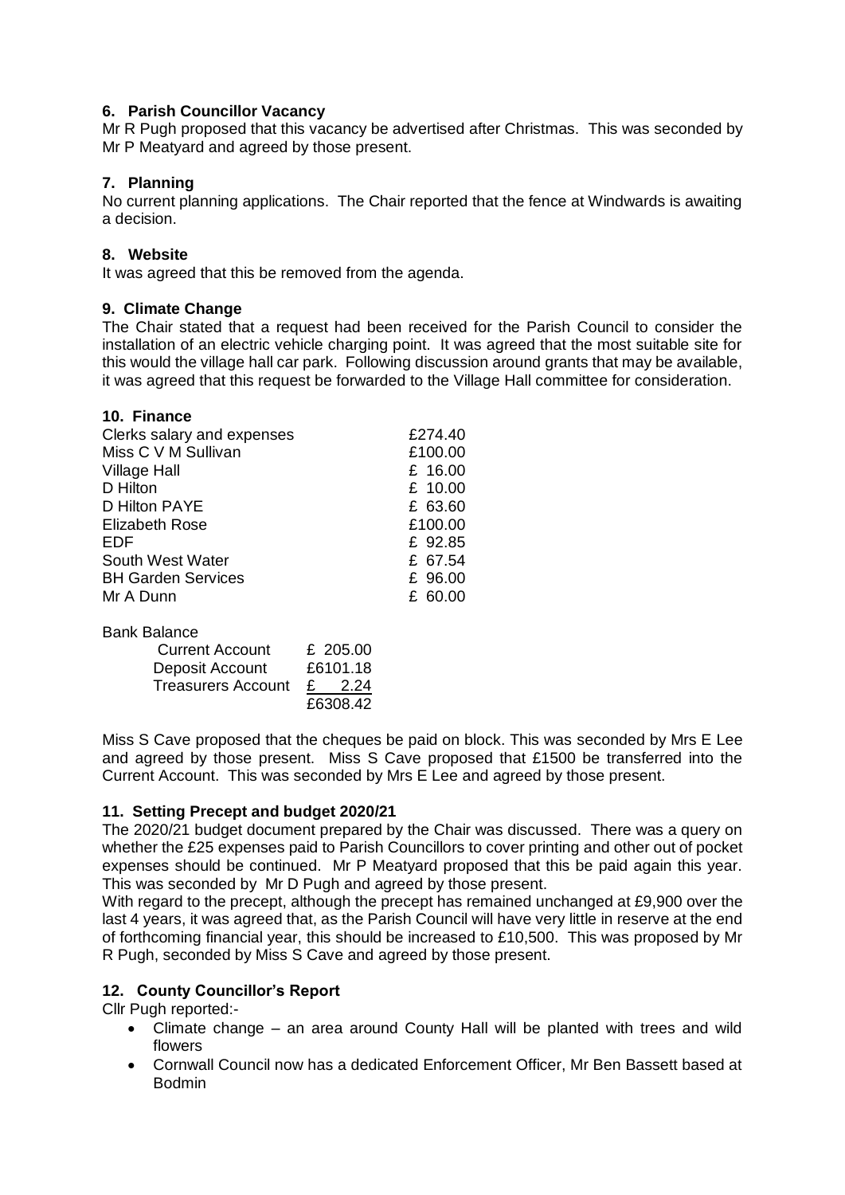### 6. Parish Councillor Vacancy

Mr R Pugh proposed that this vacancy be advertised after Christmas. This was seconded by Mr P Meatyard and agreed by those present.

### 7. Planning

No current planning applications. The Chair reported that the fence at Windwards is awaiting a decision.

### 8. Website

It was agreed that this be removed from the agenda.

### 9. Climate Change

The Chair stated that a request had been received for the Parish Council to consider the installation of an electric vehicle charging point. It was agreed that the most suitable site for this would the village hall car park. Following discussion around grants that may be available, it was agreed that this request be forwarded to the Village Hall committee for consideration.

### 10. Finance

| | |
|---|---|
| Clerks salary and expenses | £274.40 |
| Miss C V M Sullivan | £100.00 |
| Village Hall | £ 16.00 |
| D Hilton | £ 10.00 |
| D Hilton PAYE | £ 63.60 |
| Elizabeth Rose | £100.00 |
| EDF | £ 92.85 |
| South West Water | £ 67.54 |
| BH Garden Services | £ 96.00 |
| Mr A Dunn | £ 60.00 |

Bank Balance

| | |
|---|---|
| Current Account | £ 205.00 |
| Deposit Account | £6101.18 |
| Treasurers Account | £ 2.24 |
| | £6308.42 |

Miss S Cave proposed that the cheques be paid on block. This was seconded by Mrs E Lee and agreed by those present. Miss S Cave proposed that £1500 be transferred into the Current Account. This was seconded by Mrs E Lee and agreed by those present.

### 11. Setting Precept and budget 2020/21

The 2020/21 budget document prepared by the Chair was discussed. There was a query on whether the £25 expenses paid to Parish Councillors to cover printing and other out of pocket expenses should be continued. Mr P Meatyard proposed that this be paid again this year. This was seconded by Mr D Pugh and agreed by those present.

With regard to the precept, although the precept has remained unchanged at £9,900 over the last 4 years, it was agreed that, as the Parish Council will have very little in reserve at the end of forthcoming financial year, this should be increased to £10,500. This was proposed by Mr R Pugh, seconded by Miss S Cave and agreed by those present.

### 12. County Councillor's Report

Cllr Pugh reported:-

- Climate change – an area around County Hall will be planted with trees and wild flowers
- Cornwall Council now has a dedicated Enforcement Officer, Mr Ben Bassett based at Bodmin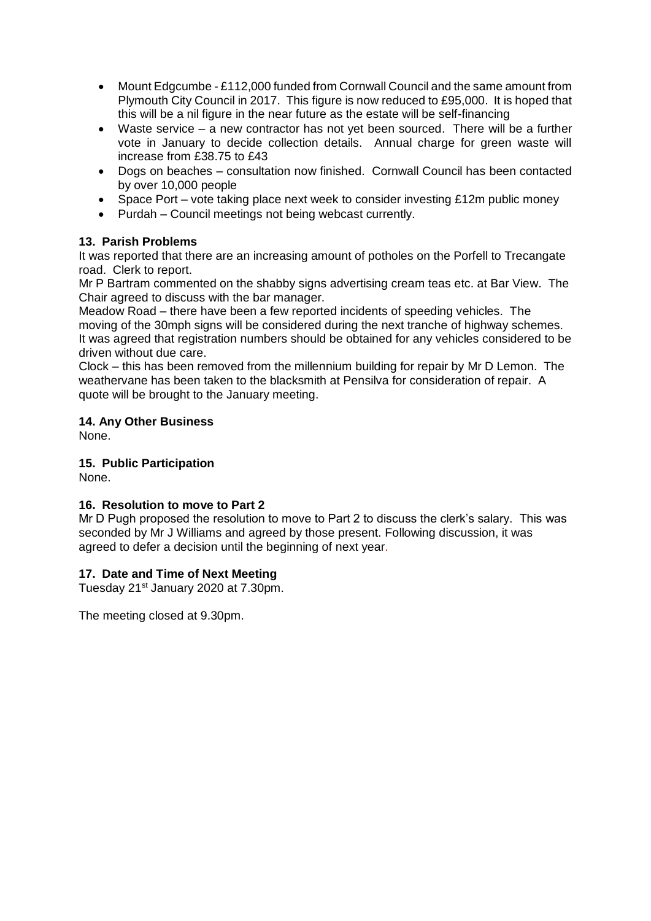- Mount Edgcumbe - £112,000 funded from Cornwall Council and the same amount from Plymouth City Council in 2017. This figure is now reduced to £95,000. It is hoped that this will be a nil figure in the near future as the estate will be self-financing
- Waste service – a new contractor has not yet been sourced. There will be a further vote in January to decide collection details. Annual charge for green waste will increase from £38.75 to £43
- Dogs on beaches – consultation now finished. Cornwall Council has been contacted by over 10,000 people
- Space Port – vote taking place next week to consider investing £12m public money
- Purdah – Council meetings not being webcast currently.

**13. Parish Problems**

It was reported that there are an increasing amount of potholes on the Porfell to Trecangate road. Clerk to report.

Mr P Bartram commented on the shabby signs advertising cream teas etc. at Bar View. The Chair agreed to discuss with the bar manager.

Meadow Road – there have been a few reported incidents of speeding vehicles. The moving of the 30mph signs will be considered during the next tranche of highway schemes. It was agreed that registration numbers should be obtained for any vehicles considered to be driven without due care.

Clock – this has been removed from the millennium building for repair by Mr D Lemon. The weathervane has been taken to the blacksmith at Pensilva for consideration of repair. A quote will be brought to the January meeting.

**14. Any Other Business**

None.

**15. Public Participation**

None.

**16. Resolution to move to Part 2**

Mr D Pugh proposed the resolution to move to Part 2 to discuss the clerk's salary. This was seconded by Mr J Williams and agreed by those present. Following discussion, it was agreed to defer a decision until the beginning of next year.

**17. Date and Time of Next Meeting**

Tuesday 21st January 2020 at 7.30pm.

The meeting closed at 9.30pm.